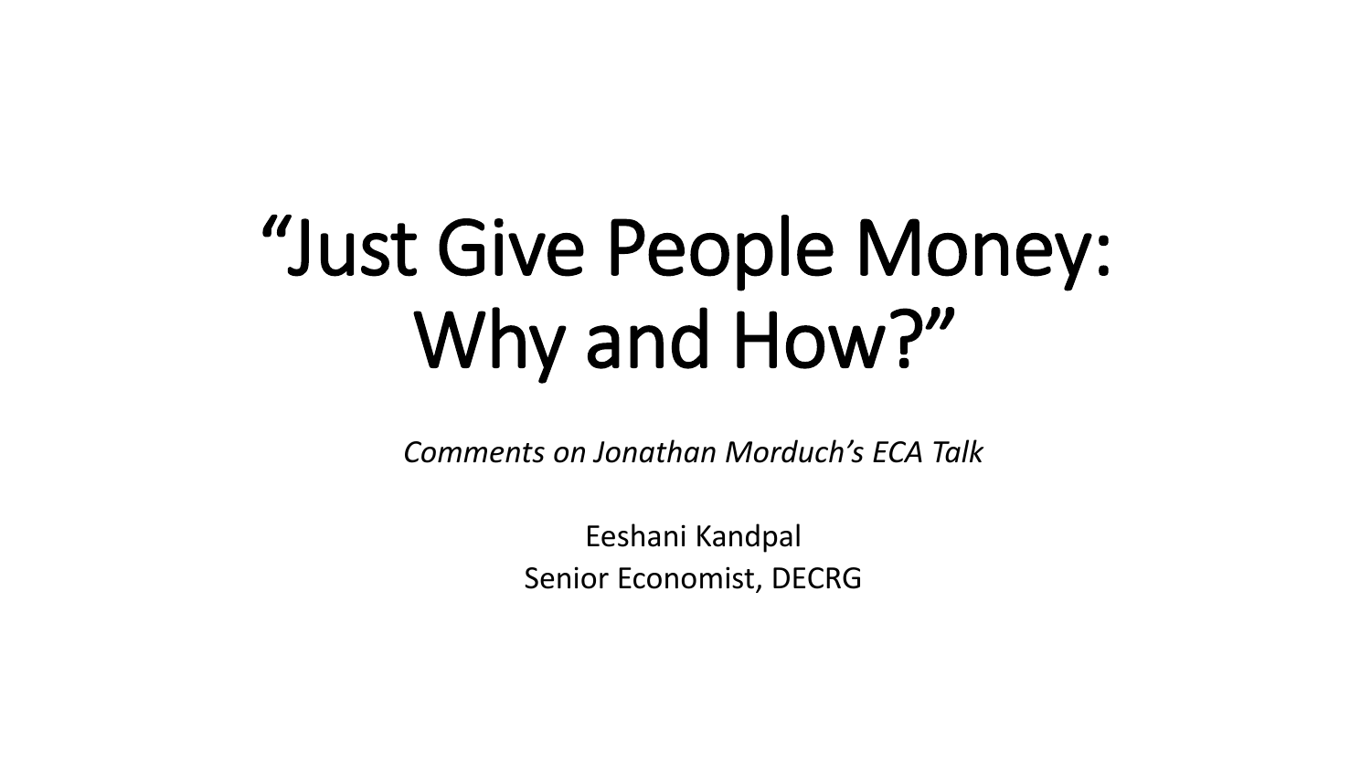# "Just Give People Money: Why and How?"

*Comments on Jonathan Morduch's ECA Talk*

Eeshani Kandpal
Senior Economist, DECRG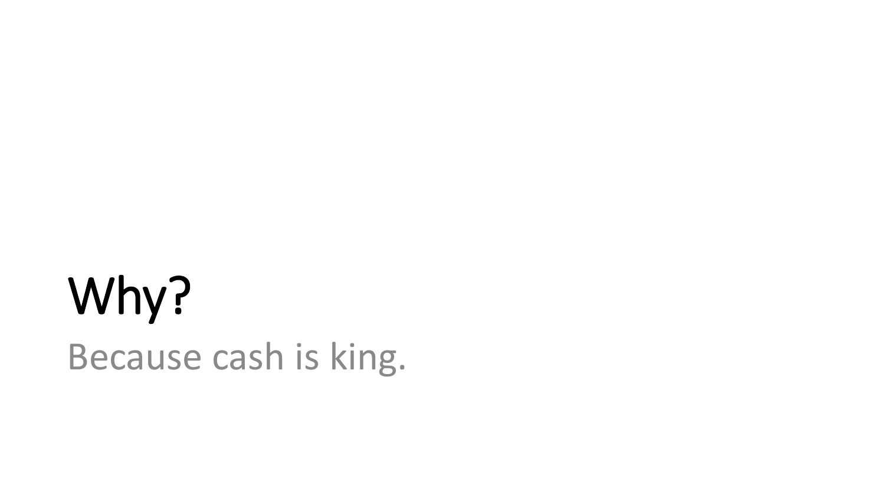# Why?

Because cash is king.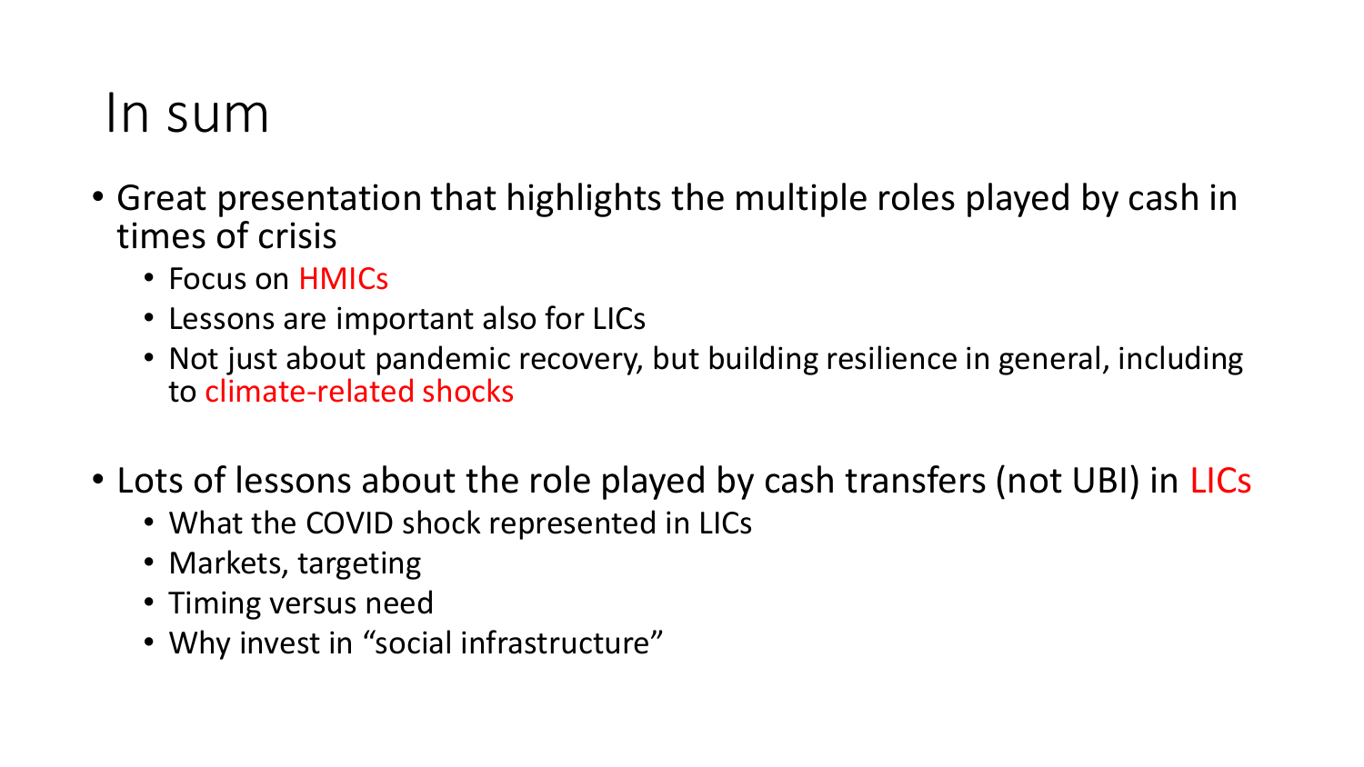# In sum

- Great presentation that highlights the multiple roles played by cash in times of crisis
  - Focus on HMICs
  - Lessons are important also for LICs
  - Not just about pandemic recovery, but building resilience in general, including to climate-related shocks

- Lots of lessons about the role played by cash transfers (not UBI) in LICs
  - What the COVID shock represented in LICs
  - Markets, targeting
  - Timing versus need
  - Why invest in "social infrastructure"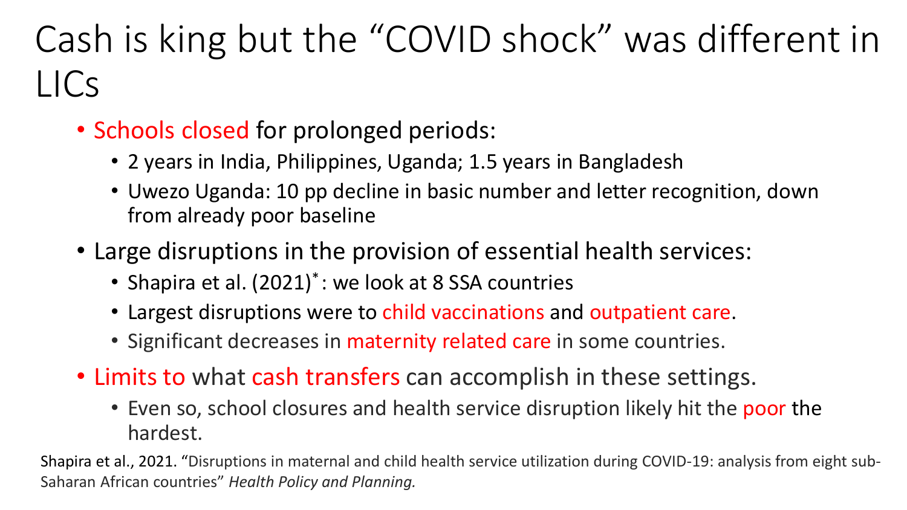# Cash is king but the "COVID shock" was different in LICs

- Schools closed for prolonged periods:
  - 2 years in India, Philippines, Uganda; 1.5 years in Bangladesh
  - Uwezo Uganda: 10 pp decline in basic number and letter recognition, down from already poor baseline
- Large disruptions in the provision of essential health services:
  - Shapira et al. (2021)*: we look at 8 SSA countries
  - Largest disruptions were to child vaccinations and outpatient care.
  - Significant decreases in maternity related care in some countries.
- Limits to what cash transfers can accomplish in these settings.
  - Even so, school closures and health service disruption likely hit the poor the hardest.

Shapira et al., 2021. "Disruptions in maternal and child health service utilization during COVID-19: analysis from eight sub-Saharan African countries" *Health Policy and Planning.*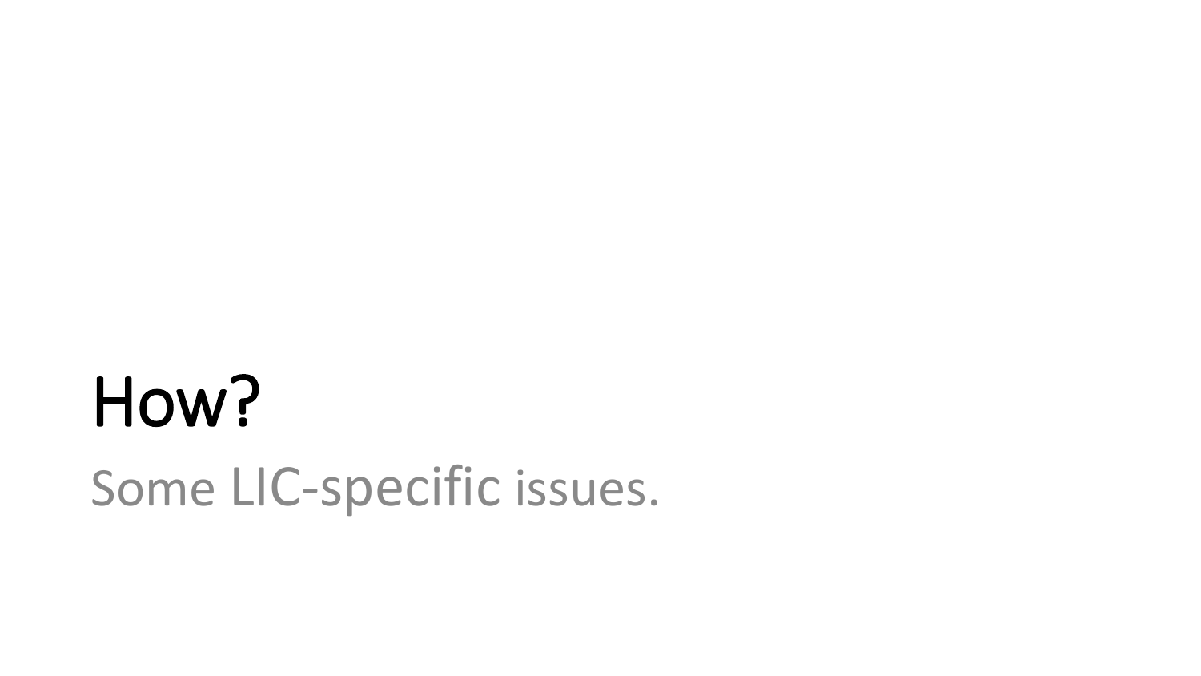# How?

Some LIC-specific issues.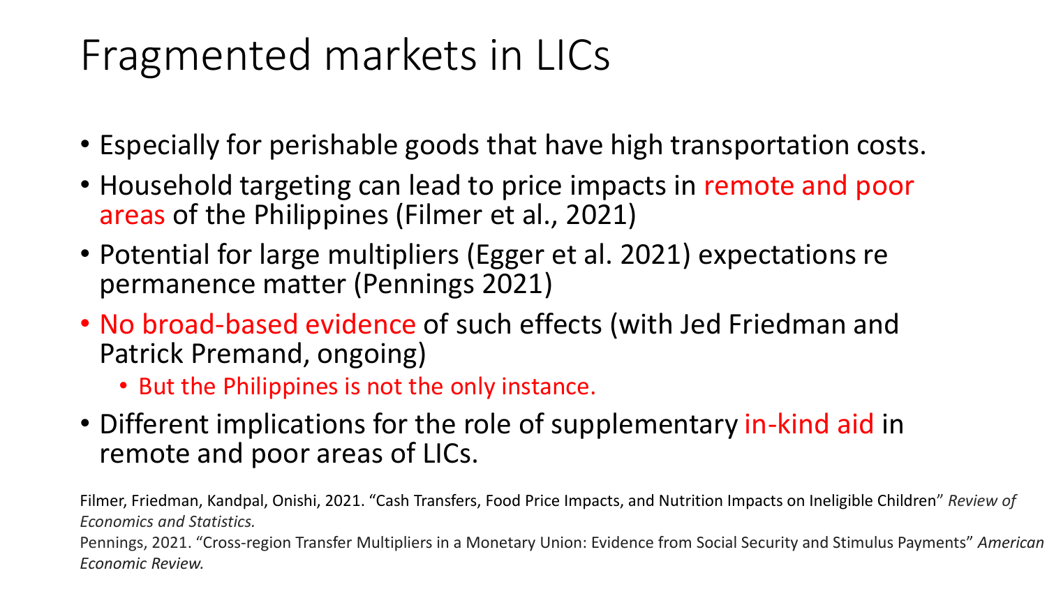# Fragmented markets in LICs

- Especially for perishable goods that have high transportation costs.
- Household targeting can lead to price impacts in remote and poor areas of the Philippines (Filmer et al., 2021)
- Potential for large multipliers (Egger et al. 2021) expectations re permanence matter (Pennings 2021)
- No broad-based evidence of such effects (with Jed Friedman and Patrick Premand, ongoing)
  - But the Philippines is not the only instance.
- Different implications for the role of supplementary in-kind aid in remote and poor areas of LICs.

Filmer, Friedman, Kandpal, Onishi, 2021. "Cash Transfers, Food Price Impacts, and Nutrition Impacts on Ineligible Children" *Review of Economics and Statistics.*

Pennings, 2021. "Cross-region Transfer Multipliers in a Monetary Union: Evidence from Social Security and Stimulus Payments" *American Economic Review.*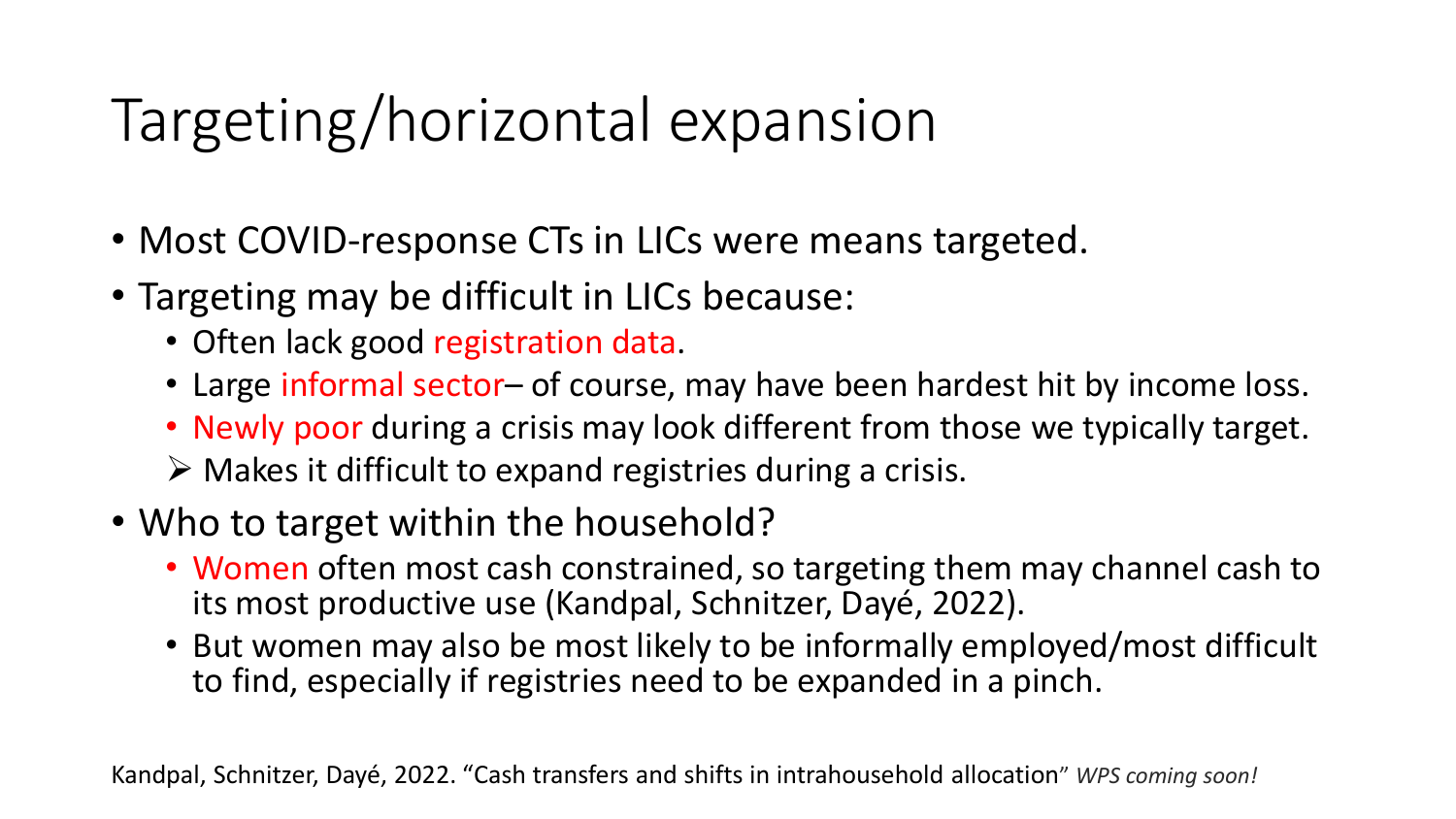# Targeting/horizontal expansion

- Most COVID-response CTs in LICs were means targeted.
- Targeting may be difficult in LICs because:
  - Often lack good registration data.
  - Large informal sector– of course, may have been hardest hit by income loss.
  - Newly poor during a crisis may look different from those we typically target.
  - ➢ Makes it difficult to expand registries during a crisis.
- Who to target within the household?
  - Women often most cash constrained, so targeting them may channel cash to its most productive use (Kandpal, Schnitzer, Dayé, 2022).
  - But women may also be most likely to be informally employed/most difficult to find, especially if registries need to be expanded in a pinch.

Kandpal, Schnitzer, Dayé, 2022. "Cash transfers and shifts in intrahousehold allocation" *WPS coming soon!*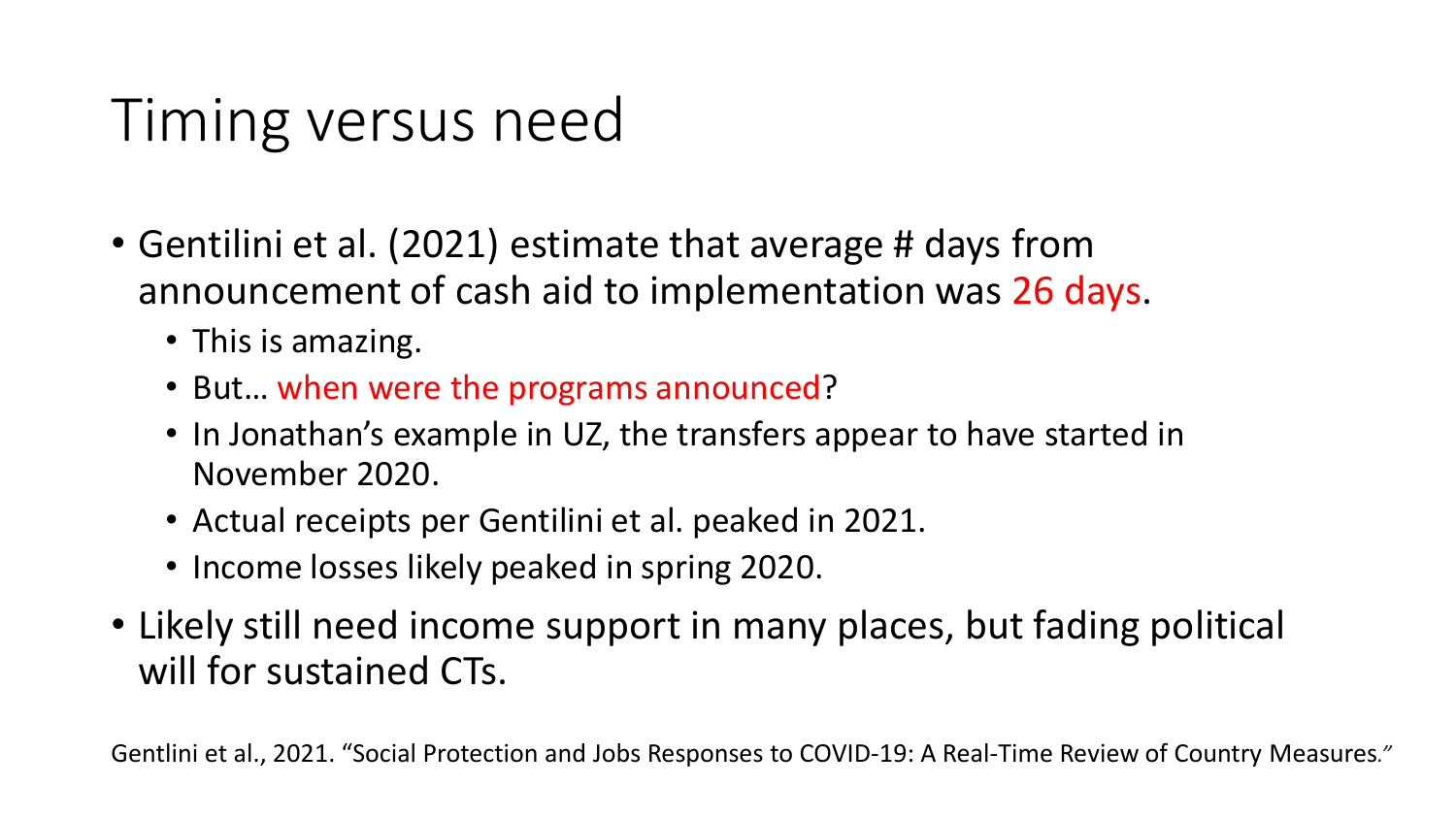# Timing versus need

- Gentilini et al. (2021) estimate that average # days from announcement of cash aid to implementation was 26 days.
  - This is amazing.
  - But… when were the programs announced?
  - In Jonathan's example in UZ, the transfers appear to have started in November 2020.
  - Actual receipts per Gentilini et al. peaked in 2021.
  - Income losses likely peaked in spring 2020.
- Likely still need income support in many places, but fading political will for sustained CTs.

Gentlini et al., 2021. "Social Protection and Jobs Responses to COVID-19: A Real-Time Review of Country Measures."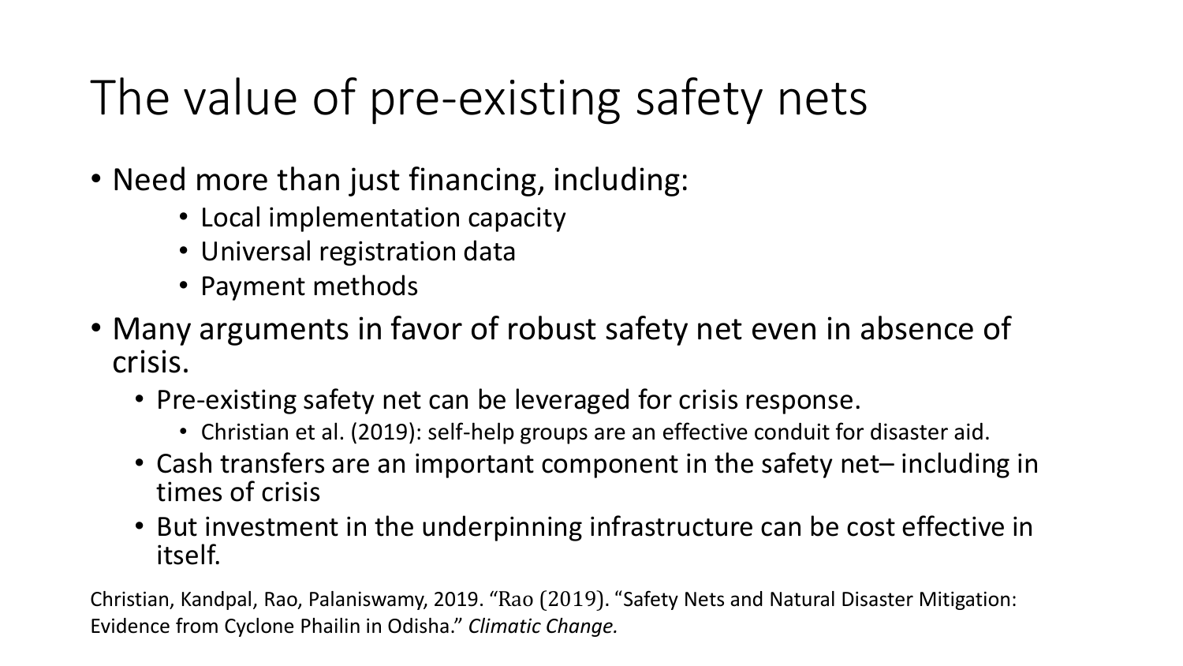# The value of pre-existing safety nets

- Need more than just financing, including:
  - Local implementation capacity
  - Universal registration data
  - Payment methods
- Many arguments in favor of robust safety net even in absence of crisis.
  - Pre-existing safety net can be leveraged for crisis response.
    - Christian et al. (2019): self-help groups are an effective conduit for disaster aid.
  - Cash transfers are an important component in the safety net– including in times of crisis
  - But investment in the underpinning infrastructure can be cost effective in itself.

Christian, Kandpal, Rao, Palaniswamy, 2019. "Rao (2019). "Safety Nets and Natural Disaster Mitigation: Evidence from Cyclone Phailin in Odisha." *Climatic Change.*